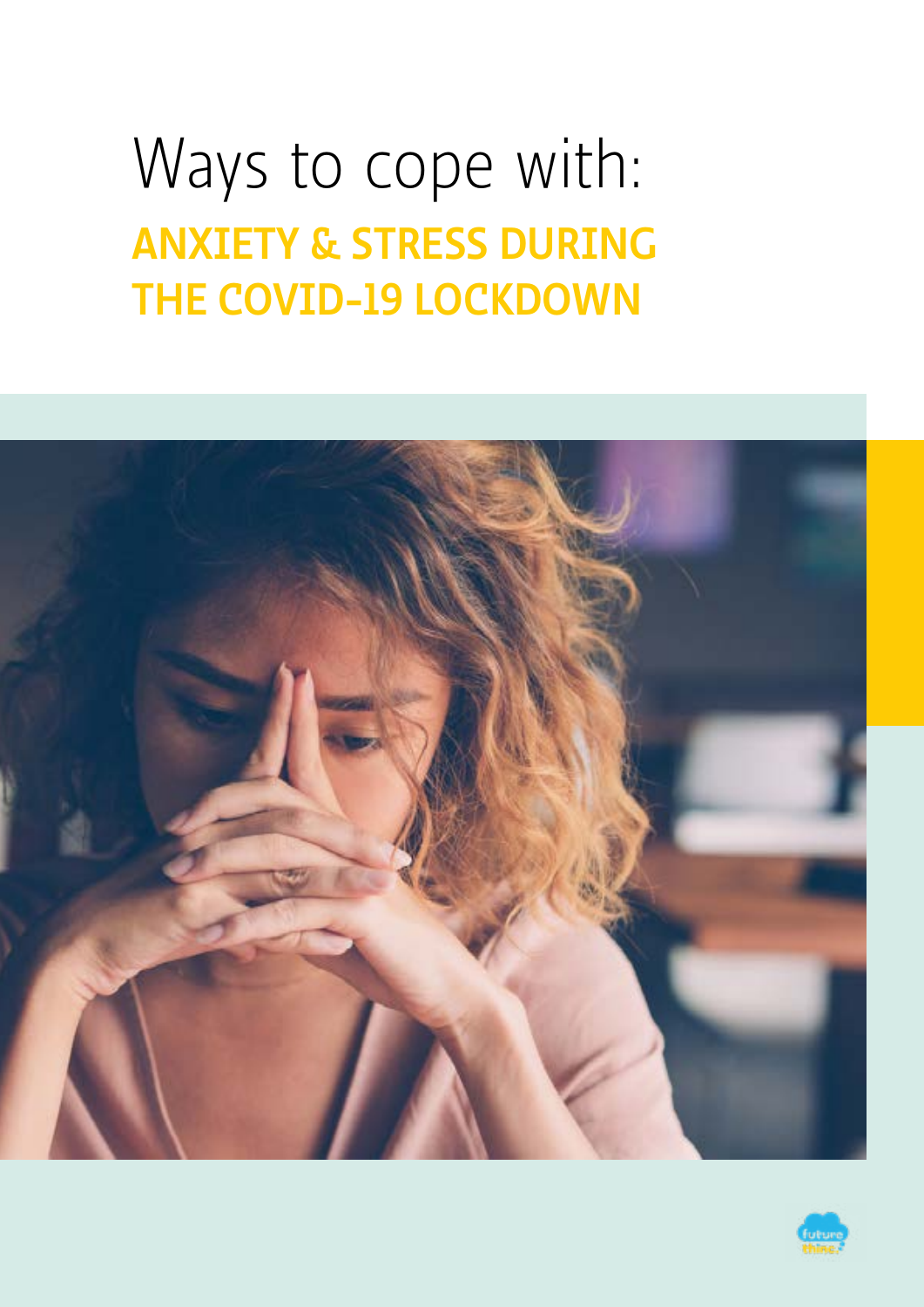# Ways to cope with:

## ANXIETY & STRESS DURING THE COVID-19 LOCKDOWN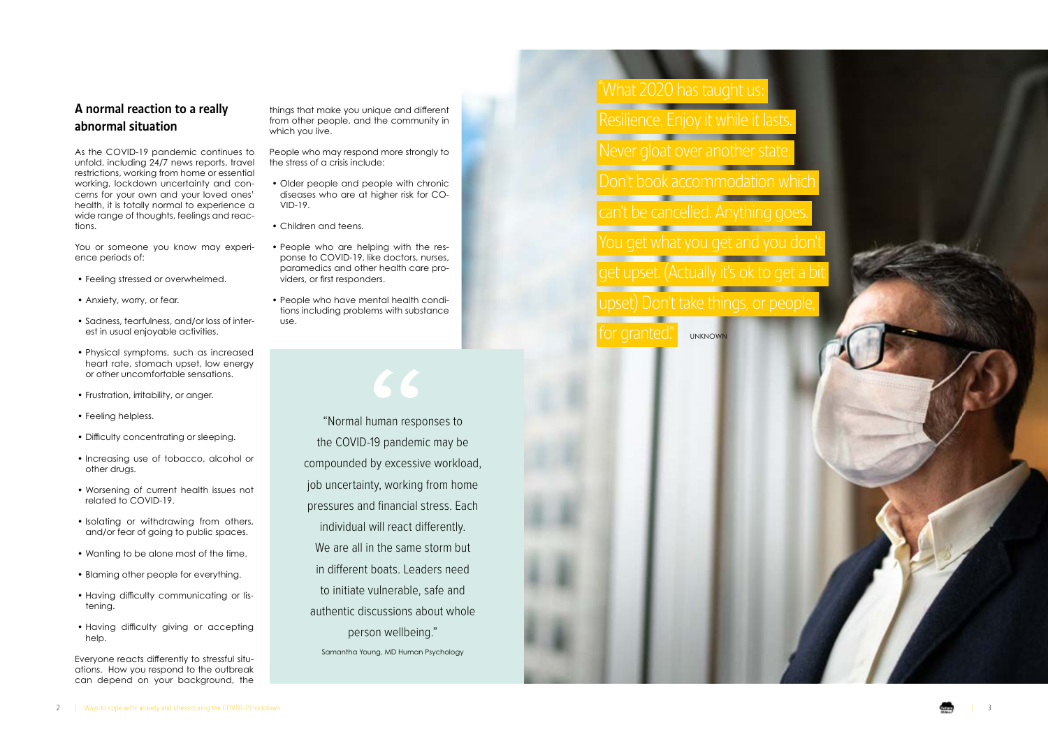## A normal reaction to a really abnormal situation

As the COVID-19 pandemic continues to unfold, including 24/7 news reports, travel restrictions, working from home or essential working, lockdown uncertainty and concerns for your own and your loved ones' health, it is totally normal to experience a wide range of thoughts, feelings and reactions.

You or someone you know may experience periods of:

- Feeling stressed or overwhelmed.
- Anxiety, worry, or fear.
- Sadness, tearfulness, and/or loss of interest in usual enjoyable activities.
- Physical symptoms, such as increased heart rate, stomach upset, low energy or other uncomfortable sensations.
- Frustration, irritability, or anger.
- Feeling helpless.
- Difficulty concentrating or sleeping.
- Increasing use of tobacco, alcohol or other drugs.
- Worsening of current health issues not related to COVID-19.
- Isolating or withdrawing from others, and/or fear of going to public spaces.
- Wanting to be alone most of the time.
- Blaming other people for everything.
- Having difficulty communicating or listening.
- Having difficulty giving or accepting help.

Everyone reacts differently to stressful situations. How you respond to the outbreak can depend on your background, the things that make you unique and different from other people, and the community in which you live.

People who may respond more strongly to the stress of a crisis include:

- Older people and people with chronic diseases who are at higher risk for COVID-19.
- Children and teens.
- People who are helping with the response to COVID-19, like doctors, nurses, paramedics and other health care providers, or first responders.
- People who have mental health conditions including problems with substance use.

> "Normal human responses to the COVID-19 pandemic may be compounded by excessive workload, job uncertainty, working from home pressures and financial stress. Each individual will react differently. We are all in the same storm but in different boats. Leaders need to initiate vulnerable, safe and authentic discussions about whole person wellbeing."
>
> Samantha Young, MD Human Psychology

> "What 2020 has taught us: Resilience. Enjoy it while it lasts. Never gloat over another state. Don't book accommodation which can't be cancelled. Anything goes. You get what you get and you don't get upset. (Actually it's ok to get a bit upset) Don't take things, or people, for granted."
>
> UNKNOWN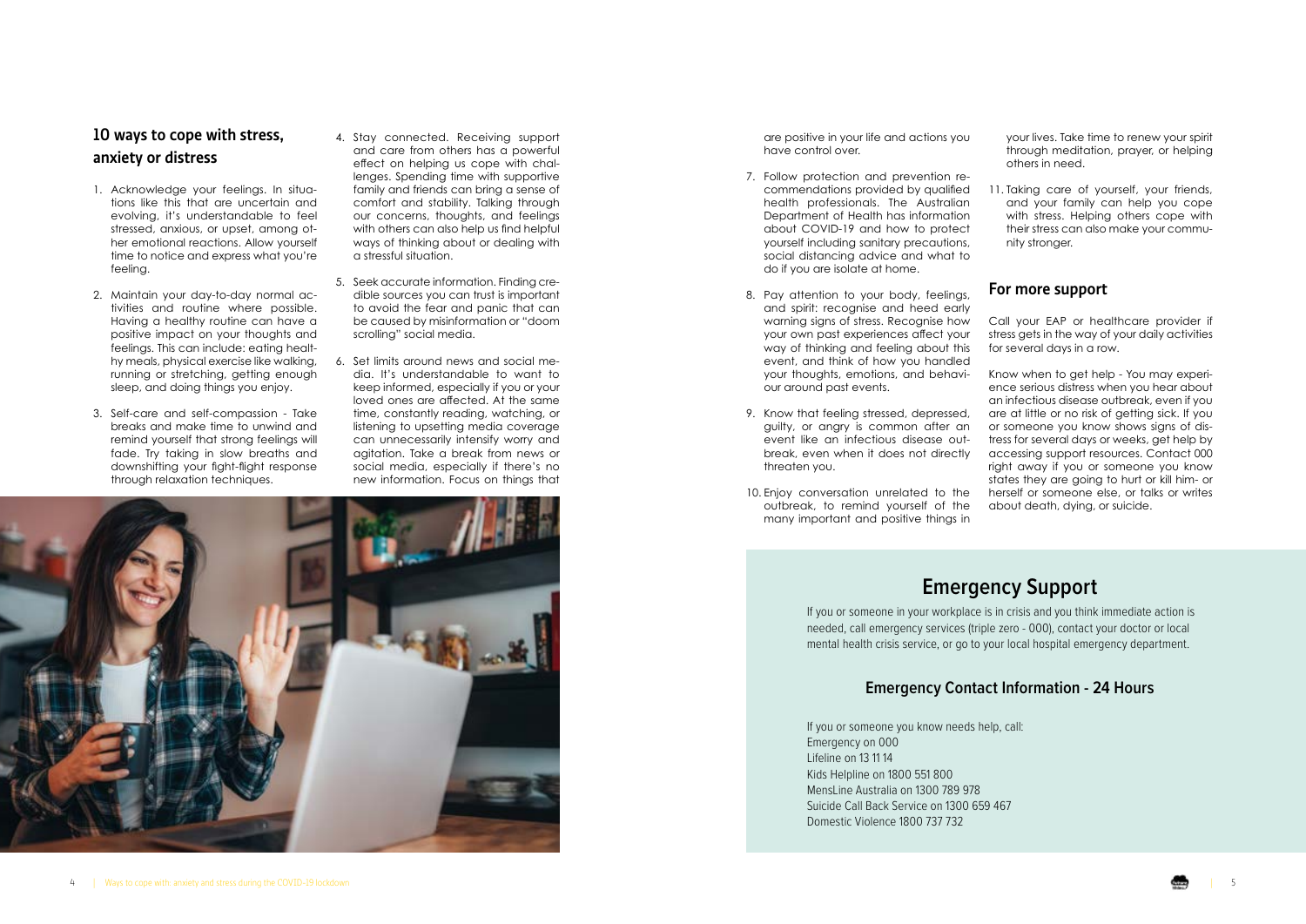## 10 ways to cope with stress, anxiety or distress

1. Acknowledge your feelings. In situations like this that are uncertain and evolving, it's understandable to feel stressed, anxious, or upset, among other emotional reactions. Allow yourself time to notice and express what you're feeling.

2. Maintain your day-to-day normal activities and routine where possible. Having a healthy routine can have a positive impact on your thoughts and feelings. This can include: eating healthy meals, physical exercise like walking, running or stretching, getting enough sleep, and doing things you enjoy.

3. Self-care and self-compassion - Take breaks and make time to unwind and remind yourself that strong feelings will fade. Try taking in slow breaths and downshifting your fight-flight response through relaxation techniques.

4. Stay connected. Receiving support and care from others has a powerful effect on helping us cope with challenges. Spending time with supportive family and friends can bring a sense of comfort and stability. Talking through our concerns, thoughts, and feelings with others can also help us find helpful ways of thinking about or dealing with a stressful situation.

5. Seek accurate information. Finding credible sources you can trust is important to avoid the fear and panic that can be caused by misinformation or "doom scrolling" social media.

6. Set limits around news and social media. It's understandable to want to keep informed, especially if you or your loved ones are affected. At the same time, constantly reading, watching, or listening to upsetting media coverage can unnecessarily intensify worry and agitation. Take a break from news or social media, especially if there's no new information. Focus on things that are positive in your life and actions you have control over.

7. Follow protection and prevention recommendations provided by qualified health professionals. The Australian Department of Health has information about COVID-19 and how to protect yourself including sanitary precautions, social distancing advice and what to do if you are isolate at home.

8. Pay attention to your body, feelings, and spirit: recognise and heed early warning signs of stress. Recognise how your own past experiences affect your way of thinking and feeling about this event, and think of how you handled your thoughts, emotions, and behaviour around past events.

9. Know that feeling stressed, depressed, guilty, or angry is common after an event like an infectious disease outbreak, even when it does not directly threaten you.

10. Enjoy conversation unrelated to the outbreak, to remind yourself of the many important and positive things in your lives. Take time to renew your spirit through meditation, prayer, or helping others in need.

11. Taking care of yourself, your friends, and your family can help you cope with stress. Helping others cope with their stress can also make your community stronger.

## For more support

Call your EAP or healthcare provider if stress gets in the way of your daily activities for several days in a row.

Know when to get help - You may experience serious distress when you hear about an infectious disease outbreak, even if you are at little or no risk of getting sick. If you or someone you know shows signs of distress for several days or weeks, get help by accessing support resources. Contact 000 right away if you or someone you know states they are going to hurt or kill him- or herself or someone else, or talks or writes about death, dying, or suicide.

## Emergency Support

If you or someone in your workplace is in crisis and you think immediate action is needed, call emergency services (triple zero - 000), contact your doctor or local mental health crisis service, or go to your local hospital emergency department.

### Emergency Contact Information - 24 Hours

If you or someone you know needs help, call:
Emergency on 000
Lifeline on 13 11 14
Kids Helpline on 1800 551 800
MensLine Australia on 1300 789 978
Suicide Call Back Service on 1300 659 467
Domestic Violence 1800 737 732